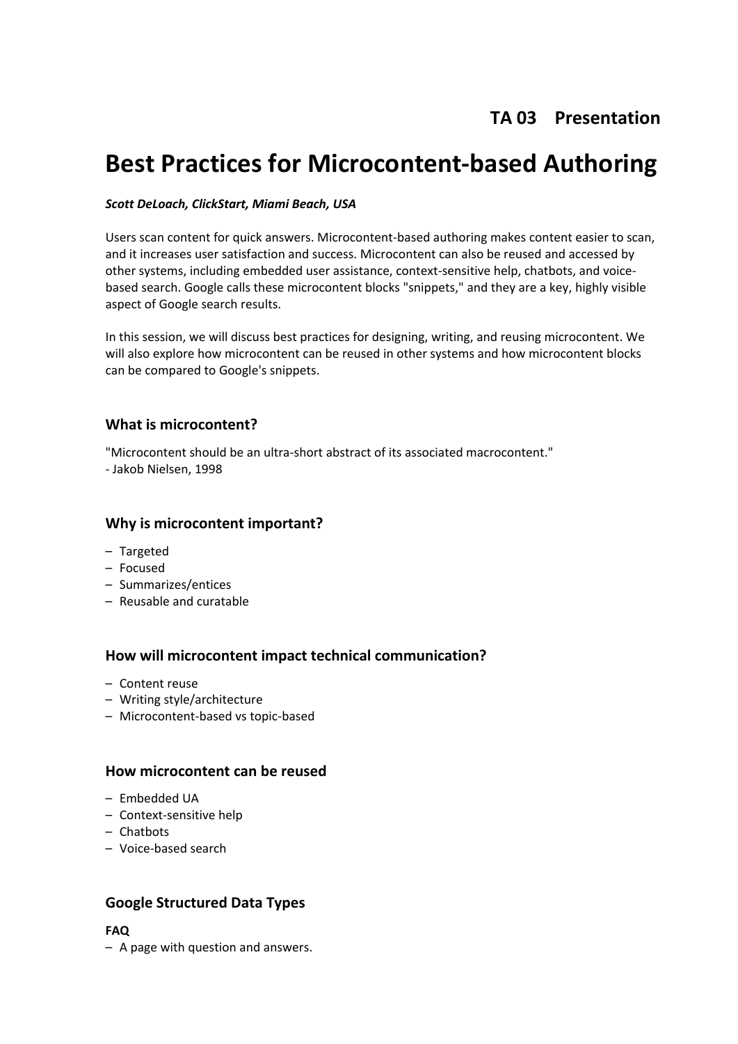**TA 03 Presentation**

# Best Practices for Microcontent-based Authoring

***Scott DeLoach, ClickStart, Miami Beach, USA***

Users scan content for quick answers. Microcontent-based authoring makes content easier to scan, and it increases user satisfaction and success. Microcontent can also be reused and accessed by other systems, including embedded user assistance, context-sensitive help, chatbots, and voice-based search. Google calls these microcontent blocks "snippets," and they are a key, highly visible aspect of Google search results.

In this session, we will discuss best practices for designing, writing, and reusing microcontent. We will also explore how microcontent can be reused in other systems and how microcontent blocks can be compared to Google's snippets.

## What is microcontent?

"Microcontent should be an ultra-short abstract of its associated macrocontent."
- Jakob Nielsen, 1998

## Why is microcontent important?

- Targeted
- Focused
- Summarizes/entices
- Reusable and curatable

## How will microcontent impact technical communication?

- Content reuse
- Writing style/architecture
- Microcontent-based vs topic-based

## How microcontent can be reused

- Embedded UA
- Context-sensitive help
- Chatbots
- Voice-based search

## Google Structured Data Types

**FAQ**

- A page with question and answers.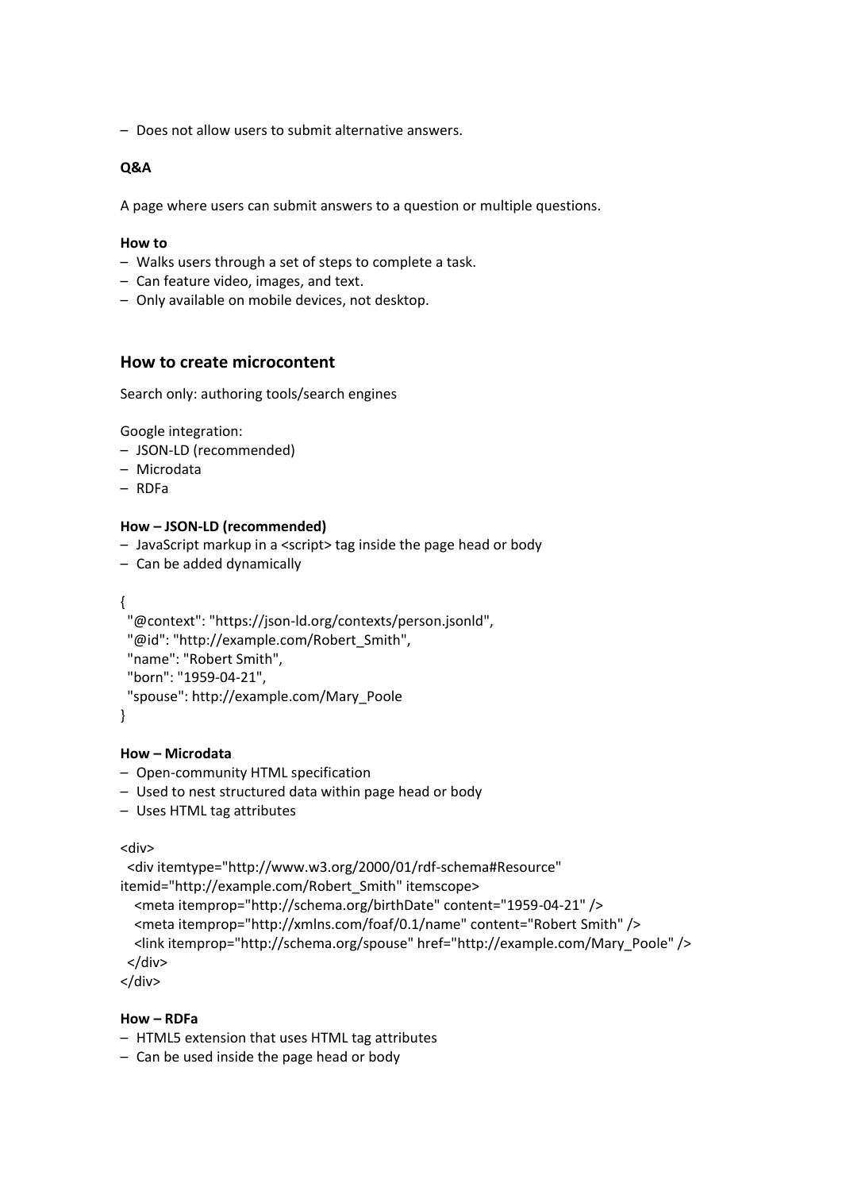– Does not allow users to submit alternative answers.

**Q&A**

A page where users can submit answers to a question or multiple questions.

**How to**
– Walks users through a set of steps to complete a task.
– Can feature video, images, and text.
– Only available on mobile devices, not desktop.

## How to create microcontent

Search only: authoring tools/search engines

Google integration:
– JSON-LD (recommended)
– Microdata
– RDFa

**How – JSON-LD (recommended)**
– JavaScript markup in a <script> tag inside the page head or body
– Can be added dynamically

```
{
  "@context": "https://json-ld.org/contexts/person.jsonld",
  "@id": "http://example.com/Robert_Smith",
  "name": "Robert Smith",
  "born": "1959-04-21",
  "spouse": http://example.com/Mary_Poole
}
```

**How – Microdata**
– Open-community HTML specification
– Used to nest structured data within page head or body
– Uses HTML tag attributes

```
<div>
  <div itemtype="http://www.w3.org/2000/01/rdf-schema#Resource"
itemid="http://example.com/Robert_Smith" itemscope>
    <meta itemprop="http://schema.org/birthDate" content="1959-04-21" />
    <meta itemprop="http://xmlns.com/foaf/0.1/name" content="Robert Smith" />
    <link itemprop="http://schema.org/spouse" href="http://example.com/Mary_Poole" />
  </div>
</div>
```

**How – RDFa**
– HTML5 extension that uses HTML tag attributes
– Can be used inside the page head or body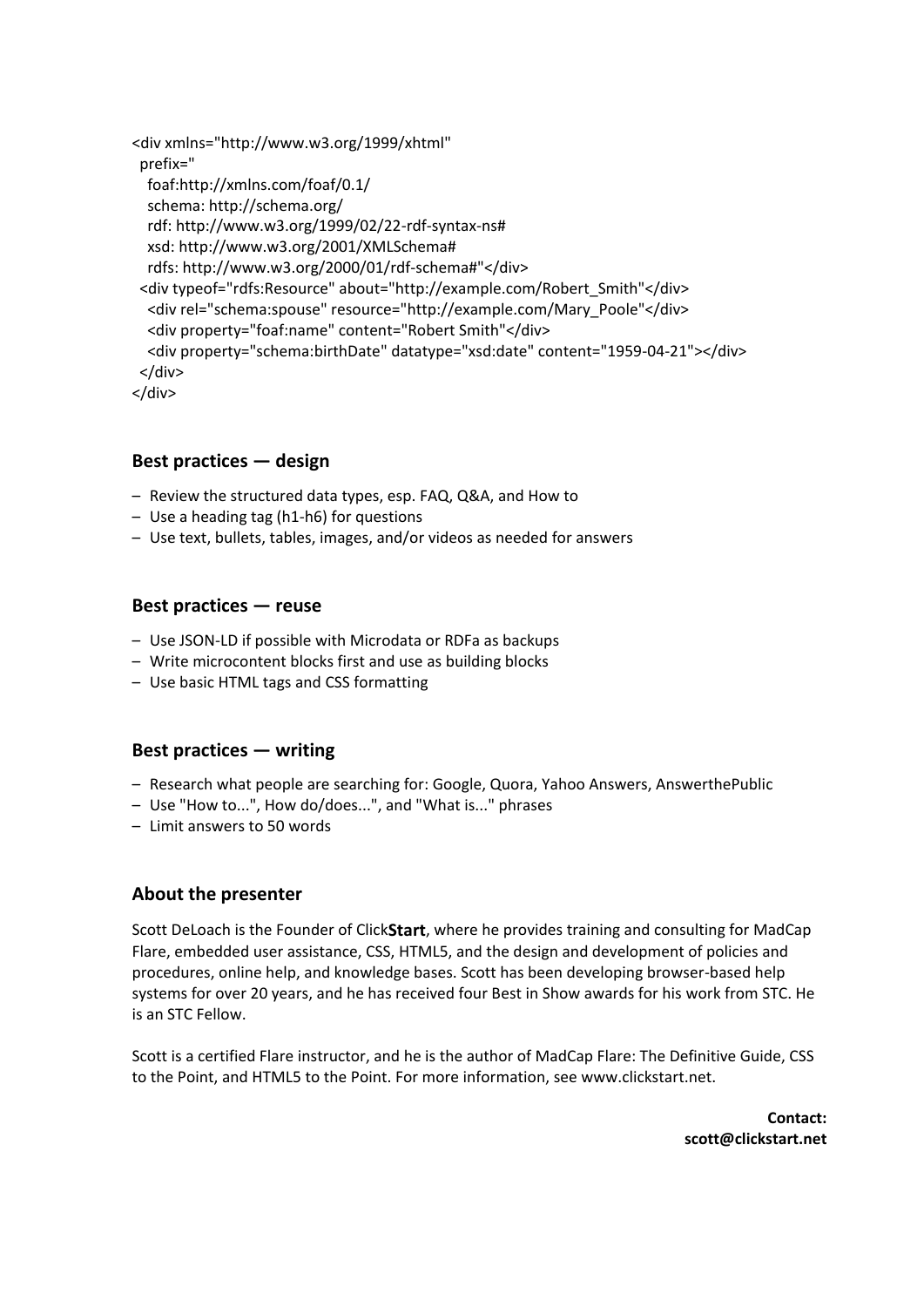```
<div xmlns="http://www.w3.org/1999/xhtml"
  prefix="
    foaf:http://xmlns.com/foaf/0.1/
    schema: http://schema.org/
    rdf: http://www.w3.org/1999/02/22-rdf-syntax-ns#
    xsd: http://www.w3.org/2001/XMLSchema#
    rdfs: http://www.w3.org/2000/01/rdf-schema#"</div>
  <div typeof="rdfs:Resource" about="http://example.com/Robert_Smith"</div>
    <div rel="schema:spouse" resource="http://example.com/Mary_Poole"</div>
    <div property="foaf:name" content="Robert Smith"</div>
    <div property="schema:birthDate" datatype="xsd:date" content="1959-04-21"></div>
  </div>
</div>
```

## Best practices — design

- Review the structured data types, esp. FAQ, Q&A, and How to
- Use a heading tag (h1-h6) for questions
- Use text, bullets, tables, images, and/or videos as needed for answers

## Best practices — reuse

- Use JSON-LD if possible with Microdata or RDFa as backups
- Write microcontent blocks first and use as building blocks
- Use basic HTML tags and CSS formatting

## Best practices — writing

- Research what people are searching for: Google, Quora, Yahoo Answers, AnswerthePublic
- Use "How to...", How do/does...", and "What is..." phrases
- Limit answers to 50 words

## About the presenter

Scott DeLoach is the Founder of Click**Start**, where he provides training and consulting for MadCap Flare, embedded user assistance, CSS, HTML5, and the design and development of policies and procedures, online help, and knowledge bases. Scott has been developing browser-based help systems for over 20 years, and he has received four Best in Show awards for his work from STC. He is an STC Fellow.

Scott is a certified Flare instructor, and he is the author of MadCap Flare: The Definitive Guide, CSS to the Point, and HTML5 to the Point. For more information, see www.clickstart.net.

**Contact:**
**scott@clickstart.net**